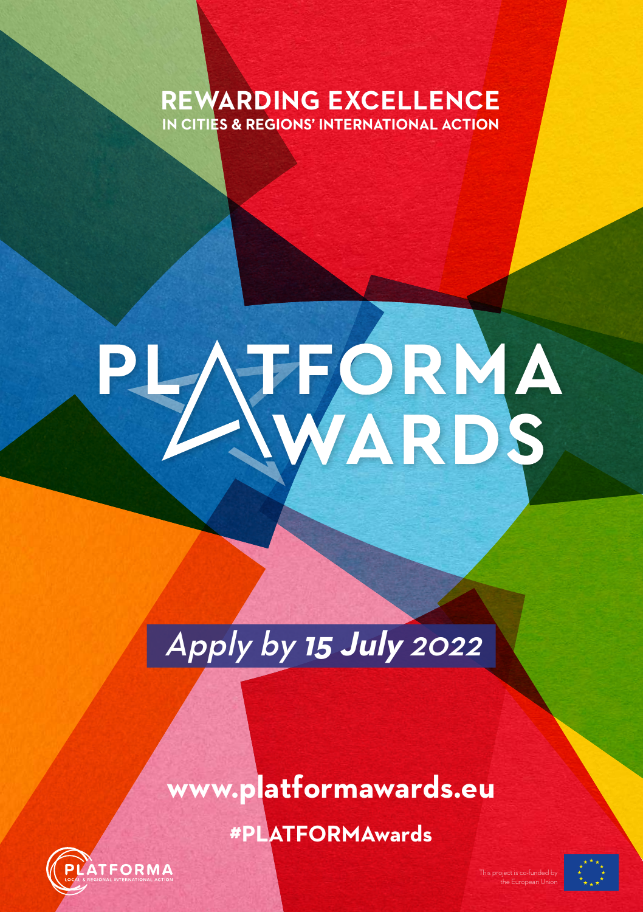## REWARDING EXCELLENCE
### IN CITIES & REGIONS' INTERNATIONAL ACTION

# PLATFORMA AWARDS

*Apply by 15 July 2022*

**www.platformawards.eu**

**#PLATFORMAwards**

PLATFORMA LOCAL & REGIONAL INTERNATIONAL ACTION

This project is co-funded by the European Union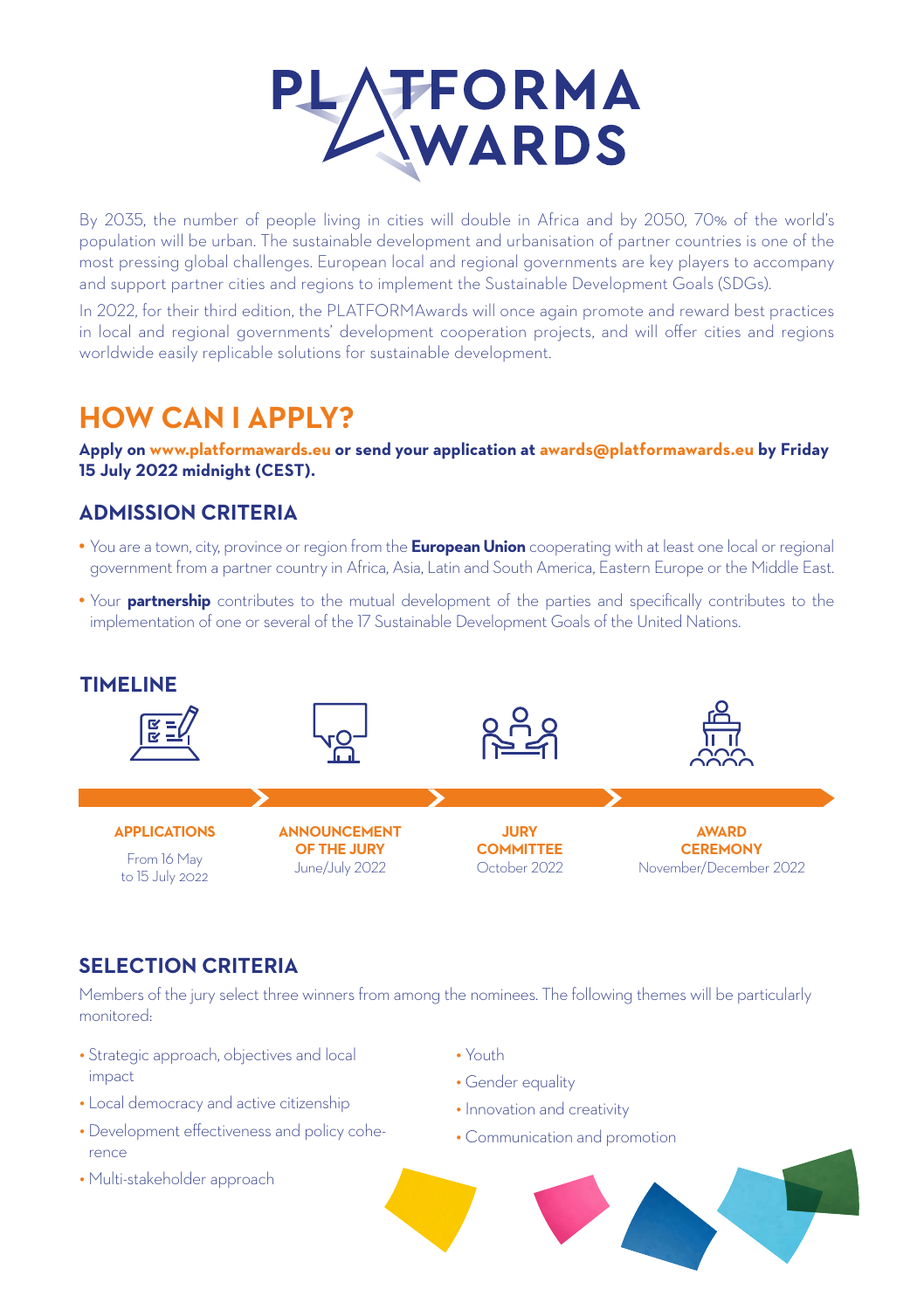# PLATFORMA AWARDS

By 2035, the number of people living in cities will double in Africa and by 2050, 70% of the world's population will be urban. The sustainable development and urbanisation of partner countries is one of the most pressing global challenges. European local and regional governments are key players to accompany and support partner cities and regions to implement the Sustainable Development Goals (SDGs).

In 2022, for their third edition, the PLATFORMAwards will once again promote and reward best practices in local and regional governments' development cooperation projects, and will offer cities and regions worldwide easily replicable solutions for sustainable development.

## HOW CAN I APPLY?

**Apply on www.platformawards.eu or send your application at awards@platformawards.eu by Friday 15 July 2022 midnight (CEST).**

### ADMISSION CRITERIA

- You are a town, city, province or region from the **European Union** cooperating with at least one local or regional government from a partner country in Africa, Asia, Latin and South America, Eastern Europe or the Middle East.
- Your **partnership** contributes to the mutual development of the parties and specifically contributes to the implementation of one or several of the 17 Sustainable Development Goals of the United Nations.

### TIMELINE

- **APPLICATIONS**: From 16 May to 15 July 2022
- **ANNOUNCEMENT OF THE JURY**: June/July 2022
- **JURY COMMITTEE**: October 2022
- **AWARD CEREMONY**: November/December 2022

### SELECTION CRITERIA

Members of the jury select three winners from among the nominees. The following themes will be particularly monitored:

- Strategic approach, objectives and local impact
- Local democracy and active citizenship
- Development effectiveness and policy coherence
- Multi-stakeholder approach
- Youth
- Gender equality
- Innovation and creativity
- Communication and promotion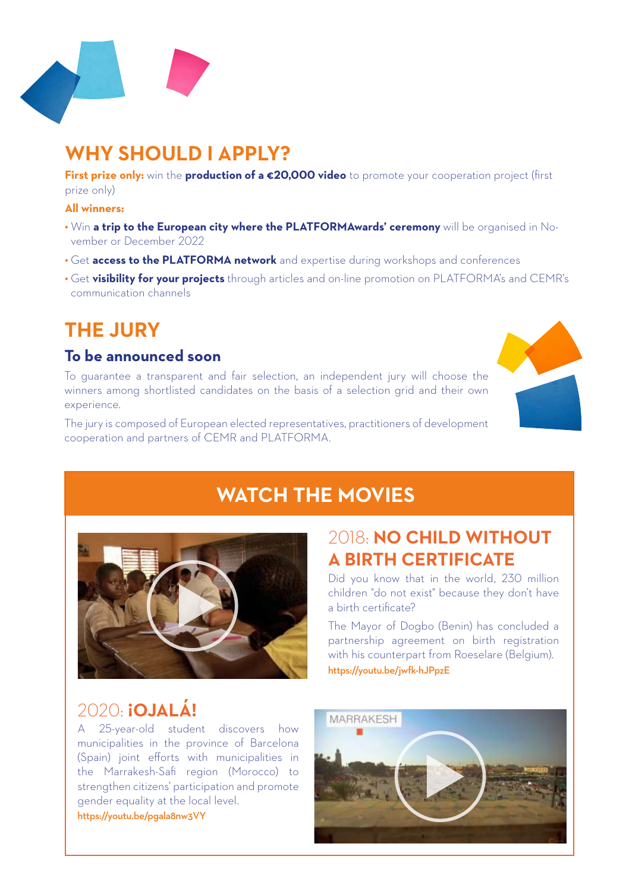## WHY SHOULD I APPLY?

**First prize only:** win the **production of a €20,000 video** to promote your cooperation project (first prize only)

**All winners:**

- Win **a trip to the European city where the PLATFORMAwards' ceremony** will be organised in November or December 2022
- Get **access to the PLATFORMA network** and expertise during workshops and conferences
- Get **visibility for your projects** through articles and on-line promotion on PLATFORMA's and CEMR's communication channels

## THE JURY

### To be announced soon

To guarantee a transparent and fair selection, an independent jury will choose the winners among shortlisted candidates on the basis of a selection grid and their own experience.

The jury is composed of European elected representatives, practitioners of development cooperation and partners of CEMR and PLATFORMA.

## WATCH THE MOVIES

### 2018: **NO CHILD WITHOUT A BIRTH CERTIFICATE**

Did you know that in the world, 230 million children "do not exist" because they don't have a birth certificate?

The Mayor of Dogbo (Benin) has concluded a partnership agreement on birth registration with his counterpart from Roeselare (Belgium).

https://youtu.be/jwfk-hJPpzE

### 2020: **¡OJALÁ!**

A 25-year-old student discovers how municipalities in the province of Barcelona (Spain) joint efforts with municipalities in the Marrakesh-Safi region (Morocco) to strengthen citizens' participation and promote gender equality at the local level.

https://youtu.be/pgala8nw3VY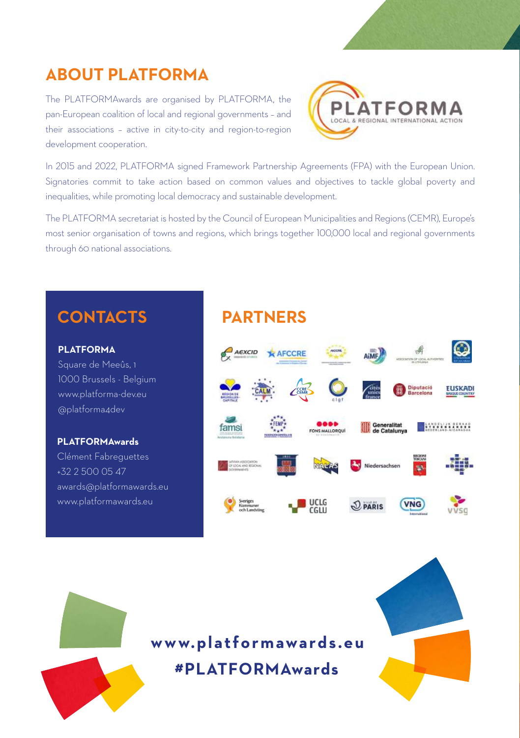## ABOUT PLATFORMA

The PLATFORMAwards are organised by PLATFORMA, the pan-European coalition of local and regional governments – and their associations – active in city-to-city and region-to-region development cooperation.

In 2015 and 2022, PLATFORMA signed Framework Partnership Agreements (FPA) with the European Union. Signatories commit to take action based on common values and objectives to tackle global poverty and inequalities, while promoting local democracy and sustainable development.

The PLATFORMA secretariat is hosted by the Council of European Municipalities and Regions (CEMR), Europe's most senior organisation of towns and regions, which brings together 100,000 local and regional governments through 60 national associations.

## CONTACTS

**PLATFORMA**
Square de Meeûs, 1
1000 Brussels - Belgium
www.platforma-dev.eu
@platforma4dev

**PLATFORMAwards**
Clément Fabreguettes
+32 2 500 05 47
awards@platformawards.eu
www.platformawards.eu

## PARTNERS

**www.platformawards.eu**

**#PLATFORMAwards**